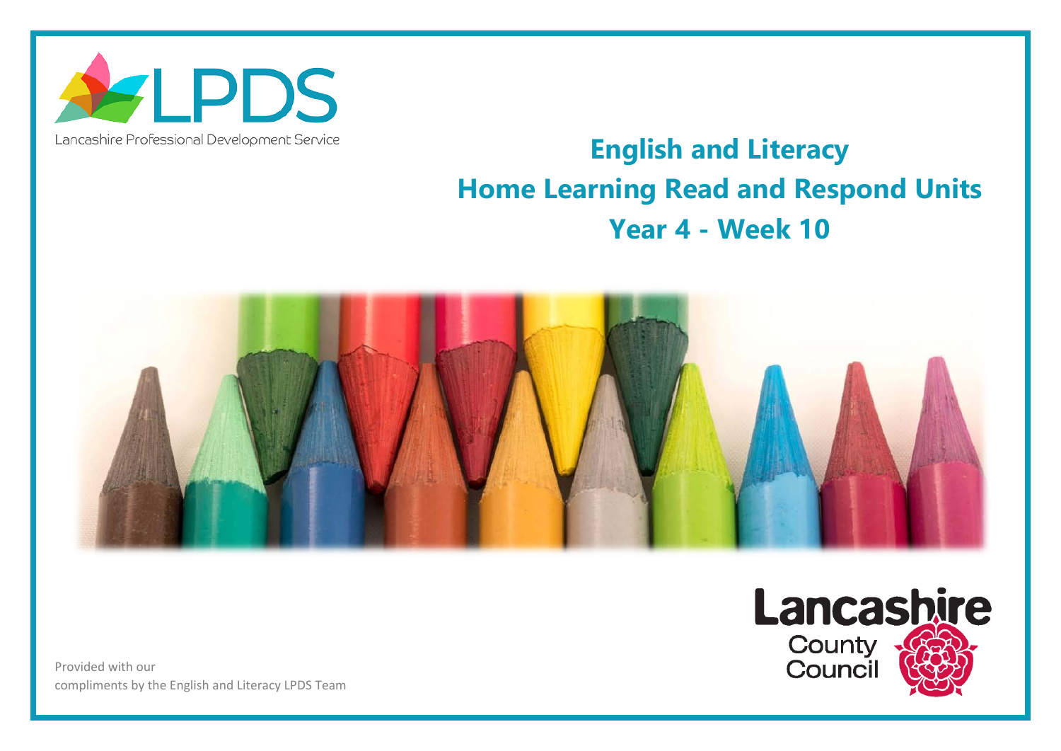LPDS

Lancashire Professional Development Service

# English and Literacy

# Home Learning Read and Respond Units

# Year 4 - Week 10

Lancashire County Council

Provided with our compliments by the English and Literacy LPDS Team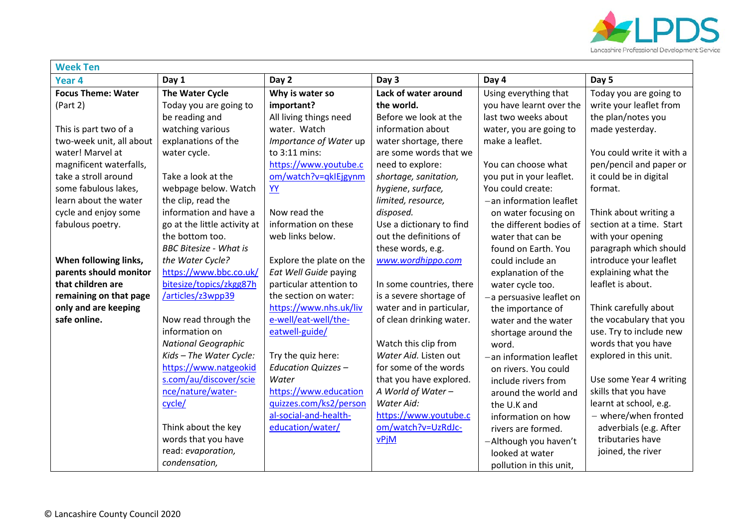| Week Ten | | | | | |
|---|---|---|---|---|---|
| **Year 4** | **Day 1** | **Day 2** | **Day 3** | **Day 4** | **Day 5** |
| **Focus Theme: Water** (Part 2)<br><br>This is part two of a two-week unit, all about water! Marvel at magnificent waterfalls, take a stroll around some fabulous lakes, learn about the water cycle and enjoy some fabulous poetry.<br><br>**When following links, parents should monitor that children are remaining on that page only and are keeping safe online.** | **The Water Cycle**<br>Today you are going to be reading and watching various explanations of the water cycle.<br><br>Take a look at the webpage below. Watch the clip, read the information and have a go at the little activity at the bottom too.<br>*BBC Bitesize - What is the Water Cycle?*<br>https://www.bbc.co.uk/bitesize/topics/zkgg87h/articles/z3wpp39<br><br>Now read through the information on *National Geographic Kids – The Water Cycle:*<br>https://www.natgeokids.com/au/discover/science/nature/water-cycle/<br><br>Think about the key words that you have read: *evaporation, condensation,* | **Why is water so important?**<br>All living things need water. Watch *Importance of Water* up to 3:11 mins:<br>https://www.youtube.com/watch?v=qkIEjgynmYY<br><br>Now read the information on these web links below.<br><br>Explore the plate on the *Eat Well Guide* paying particular attention to the section on water:<br>https://www.nhs.uk/live-well/eat-well/the-eatwell-guide/<br><br>Try the quiz here:<br>*Education Quizzes – Water*<br>https://www.educationquizzes.com/ks2/personal-social-and-health-education/water/ | **Lack of water around the world.**<br>Before we look at the information about water shortage, there are some words that we need to explore:<br>*shortage, sanitation, hygiene, surface, limited, resource, disposed.*<br>Use a dictionary to find out the definitions of these words, e.g.<br>*www.wordhippo.com*<br><br>In some countries, there is a severe shortage of water and in particular, of clean drinking water.<br><br>Watch this clip from *Water Aid.* Listen out for some of the words that you have explored.<br>*A World of Water – Water Aid:*<br>https://www.youtube.com/watch?v=UzRdJc-vPjM | Using everything that you have learnt over the last two weeks about water, you are going to make a leaflet.<br><br>You can choose what you put in your leaflet. You could create:<br>− an information leaflet on water focusing on the different bodies of water that can be found on Earth. You could include an explanation of the water cycle too.<br>− a persuasive leaflet on the importance of water and the water shortage around the word.<br>− an information leaflet on rivers. You could include rivers from around the world and the U.K and information on how rivers are formed.<br>− Although you haven't looked at water pollution in this unit, | Today you are going to write your leaflet from the plan/notes you made yesterday.<br><br>You could write it with a pen/pencil and paper or it could be in digital format.<br><br>Think about writing a section at a time. Start with your opening paragraph which should introduce your leaflet explaining what the leaflet is about.<br><br>Think carefully about the vocabulary that you use. Try to include new words that you have explored in this unit.<br><br>Use some Year 4 writing skills that you have learnt at school, e.g.<br>− where/when fronted adverbials (e.g. After tributaries have joined, the river |

© Lancashire County Council 2020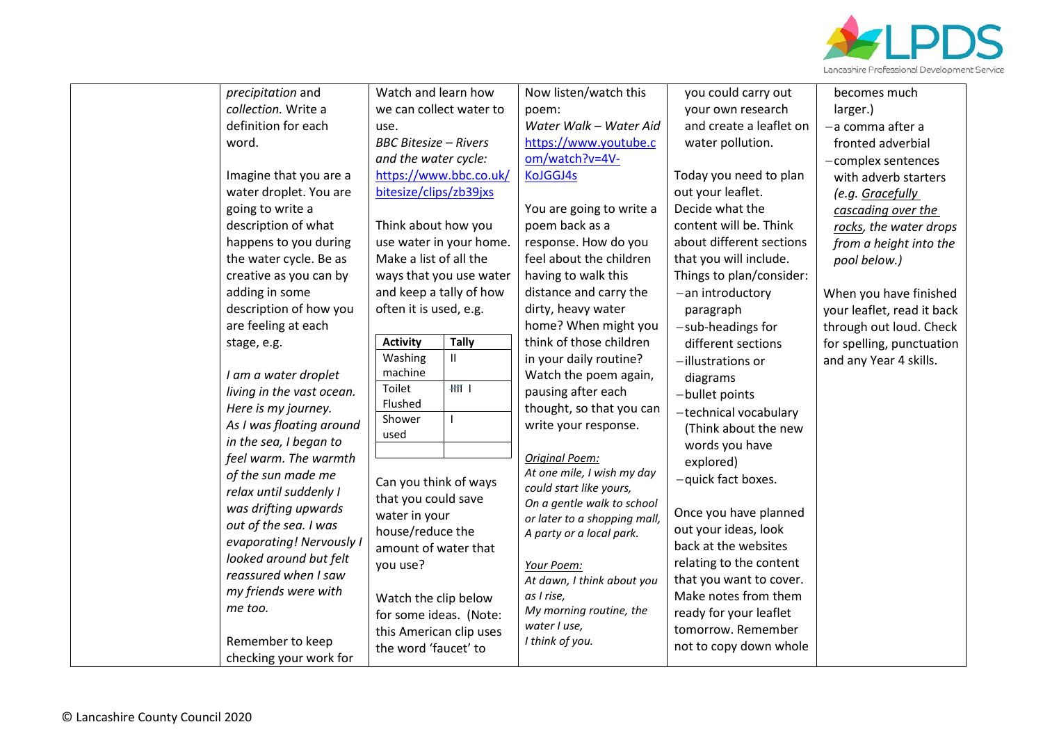| | | | | | |
|---|---|---|---|---|---|
| | *precipitation* and *collection.* Write a definition for each word.<br><br>Imagine that you are a water droplet. You are going to write a description of what happens to you during the water cycle. Be as creative as you can by adding in some description of how you are feeling at each stage, e.g.<br><br>*I am a water droplet living in the vast ocean. Here is my journey. As I was floating around in the sea, I began to feel warm. The warmth of the sun made me relax until suddenly I was drifting upwards out of the sea. I was evaporating! Nervously I looked around but felt reassured when I saw my friends were with me too.*<br><br>Remember to keep checking your work for | Watch and learn how we can collect water to use.<br>*BBC Bitesize – Rivers and the water cycle:*<br>https://www.bbc.co.uk/bitesize/clips/zb39jxs<br><br>Think about how you use water in your home. Make a list of all the ways that you use water and keep a tally of how often it is used, e.g.<br><br>**Activity** / **Tally**: Washing machine – II; Toilet Flushed – 𝍸 I; Shower used – I<br><br>Can you think of ways that you could save water in your house/reduce the amount of water that you use?<br><br>Watch the clip below for some ideas. (Note: this American clip uses the word 'faucet' to | Now listen/watch this poem:<br>*Water Walk – Water Aid*<br>https://www.youtube.com/watch?v=4V-KoJGGJ4s<br><br>You are going to write a poem back as a response. How do you feel about the children having to walk this distance and carry the dirty, heavy water home? When might you think of those children in your daily routine? Watch the poem again, pausing after each thought, so that you can write your response.<br><br>*Original Poem:*<br>*At one mile, I wish my day could start like yours, On a gentle walk to school or later to a shopping mall, A party or a local park.*<br><br>*Your Poem:*<br>*At dawn, I think about you as I rise, My morning routine, the water I use, I think of you.* | you could carry out your own research and create a leaflet on water pollution.<br><br>Today you need to plan out your leaflet. Decide what the content will be. Think about different sections that you will include. Things to plan/consider:<br>– an introductory paragraph<br>– sub-headings for different sections<br>– illustrations or diagrams<br>– bullet points<br>– technical vocabulary (Think about the new words you have explored)<br>– quick fact boxes.<br><br>Once you have planned out your ideas, look back at the websites relating to the content that you want to cover. Make notes from them ready for your leaflet tomorrow. Remember not to copy down whole | becomes much larger.)<br>– a comma after a fronted adverbial<br>– complex sentences with adverb starters *(e.g. Gracefully cascading over the rocks, the water drops from a height into the pool below.)*<br><br>When you have finished your leaflet, read it back through out loud. Check for spelling, punctuation and any Year 4 skills. |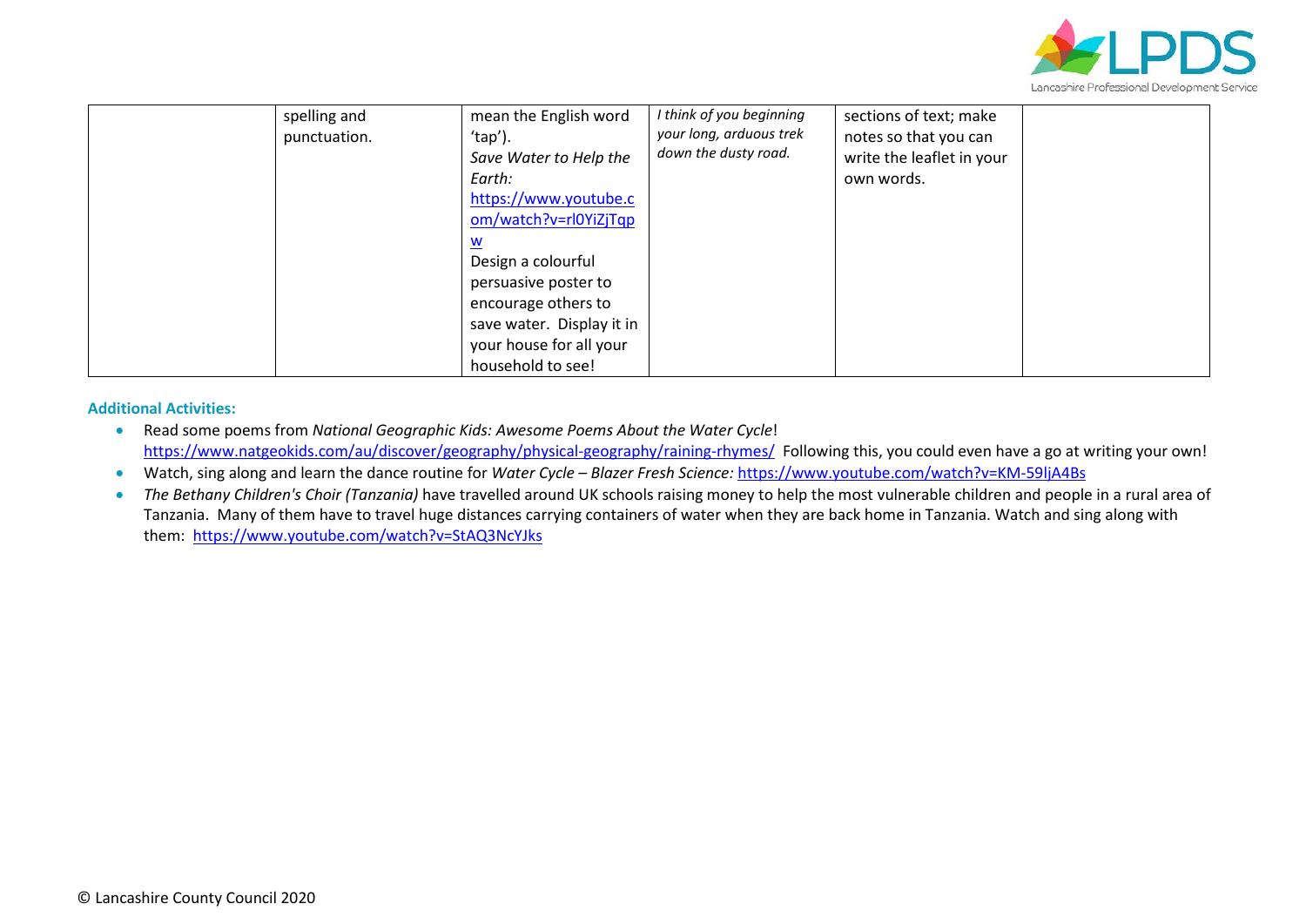| | | | | | |
|---|---|---|---|---|---|
| | spelling and punctuation. | mean the English word 'tap'). *Save Water to Help the Earth:* https://www.youtube.com/watch?v=rl0YiZjTqpw Design a colourful persuasive poster to encourage others to save water. Display it in your house for all your household to see! | *I think of you beginning your long, arduous trek down the dusty road.* | sections of text; make notes so that you can write the leaflet in your own words. | |

**Additional Activities:**

- Read some poems from *National Geographic Kids: Awesome Poems About the Water Cycle*! https://www.natgeokids.com/au/discover/geography/physical-geography/raining-rhymes/ Following this, you could even have a go at writing your own!
- Watch, sing along and learn the dance routine for *Water Cycle – Blazer Fresh Science:* https://www.youtube.com/watch?v=KM-59ljA4Bs
- *The Bethany Children's Choir (Tanzania)* have travelled around UK schools raising money to help the most vulnerable children and people in a rural area of Tanzania. Many of them have to travel huge distances carrying containers of water when they are back home in Tanzania. Watch and sing along with them: https://www.youtube.com/watch?v=StAQ3NcYJks

© Lancashire County Council 2020